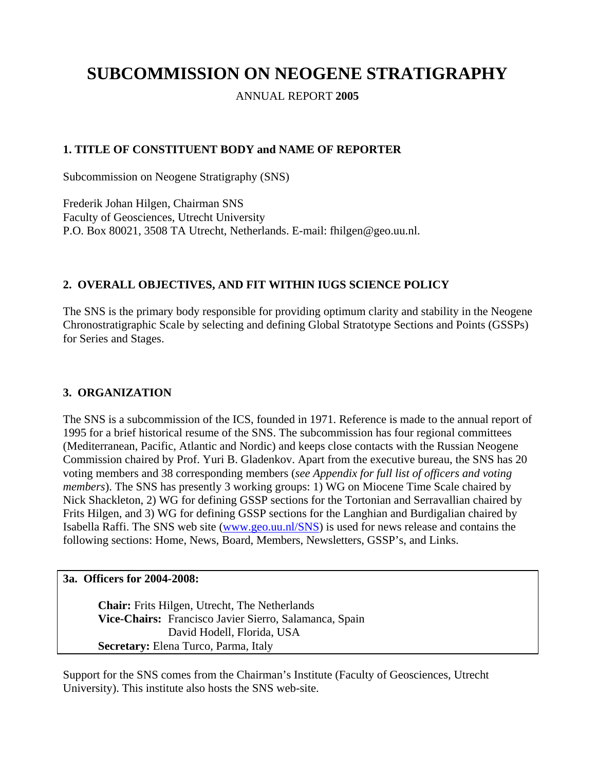# SUBCOMMISSION ON NEOGENE STRATIGRAPHY

ANNUAL REPORT **2005**

## 1. TITLE OF CONSTITUENT BODY and NAME OF REPORTER

Subcommission on Neogene Stratigraphy (SNS)

Frederik Johan Hilgen, Chairman SNS
Faculty of Geosciences, Utrecht University
P.O. Box 80021, 3508 TA Utrecht, Netherlands. E-mail: fhilgen@geo.uu.nl.

## 2. OVERALL OBJECTIVES, AND FIT WITHIN IUGS SCIENCE POLICY

The SNS is the primary body responsible for providing optimum clarity and stability in the Neogene Chronostratigraphic Scale by selecting and defining Global Stratotype Sections and Points (GSSPs) for Series and Stages.

## 3. ORGANIZATION

The SNS is a subcommission of the ICS, founded in 1971. Reference is made to the annual report of 1995 for a brief historical resume of the SNS. The subcommission has four regional committees (Mediterranean, Pacific, Atlantic and Nordic) and keeps close contacts with the Russian Neogene Commission chaired by Prof. Yuri B. Gladenkov. Apart from the executive bureau, the SNS has 20 voting members and 38 corresponding members (*see Appendix for full list of officers and voting members*). The SNS has presently 3 working groups: 1) WG on Miocene Time Scale chaired by Nick Shackleton, 2) WG for defining GSSP sections for the Tortonian and Serravallian chaired by Frits Hilgen, and 3) WG for defining GSSP sections for the Langhian and Burdigalian chaired by Isabella Raffi. The SNS web site (www.geo.uu.nl/SNS) is used for news release and contains the following sections: Home, News, Board, Members, Newsletters, GSSP's, and Links.

### 3a. Officers for 2004-2008:

**Chair:** Frits Hilgen, Utrecht, The Netherlands
**Vice-Chairs:** Francisco Javier Sierro, Salamanca, Spain
David Hodell, Florida, USA
**Secretary:** Elena Turco, Parma, Italy

Support for the SNS comes from the Chairman's Institute (Faculty of Geosciences, Utrecht University). This institute also hosts the SNS web-site.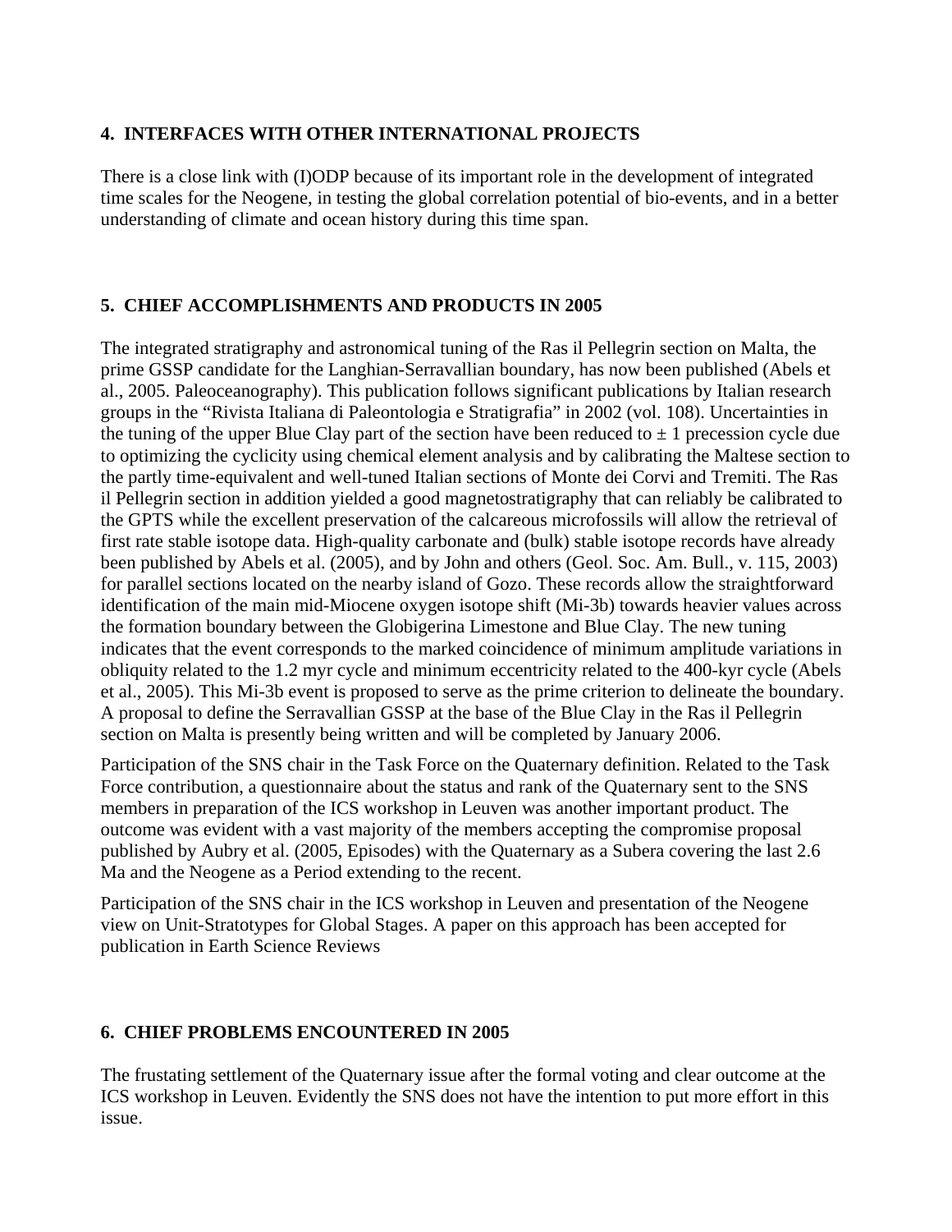## 4. INTERFACES WITH OTHER INTERNATIONAL PROJECTS

There is a close link with (I)ODP because of its important role in the development of integrated time scales for the Neogene, in testing the global correlation potential of bio-events, and in a better understanding of climate and ocean history during this time span.

## 5. CHIEF ACCOMPLISHMENTS AND PRODUCTS IN 2005

The integrated stratigraphy and astronomical tuning of the Ras il Pellegrin section on Malta, the prime GSSP candidate for the Langhian-Serravallian boundary, has now been published (Abels et al., 2005. Paleoceanography). This publication follows significant publications by Italian research groups in the "Rivista Italiana di Paleontologia e Stratigrafia" in 2002 (vol. 108). Uncertainties in the tuning of the upper Blue Clay part of the section have been reduced to ± 1 precession cycle due to optimizing the cyclicity using chemical element analysis and by calibrating the Maltese section to the partly time-equivalent and well-tuned Italian sections of Monte dei Corvi and Tremiti. The Ras il Pellegrin section in addition yielded a good magnetostratigraphy that can reliably be calibrated to the GPTS while the excellent preservation of the calcareous microfossils will allow the retrieval of first rate stable isotope data. High-quality carbonate and (bulk) stable isotope records have already been published by Abels et al. (2005), and by John and others (Geol. Soc. Am. Bull., v. 115, 2003) for parallel sections located on the nearby island of Gozo. These records allow the straightforward identification of the main mid-Miocene oxygen isotope shift (Mi-3b) towards heavier values across the formation boundary between the Globigerina Limestone and Blue Clay. The new tuning indicates that the event corresponds to the marked coincidence of minimum amplitude variations in obliquity related to the 1.2 myr cycle and minimum eccentricity related to the 400-kyr cycle (Abels et al., 2005). This Mi-3b event is proposed to serve as the prime criterion to delineate the boundary. A proposal to define the Serravallian GSSP at the base of the Blue Clay in the Ras il Pellegrin section on Malta is presently being written and will be completed by January 2006.

Participation of the SNS chair in the Task Force on the Quaternary definition. Related to the Task Force contribution, a questionnaire about the status and rank of the Quaternary sent to the SNS members in preparation of the ICS workshop in Leuven was another important product. The outcome was evident with a vast majority of the members accepting the compromise proposal published by Aubry et al. (2005, Episodes) with the Quaternary as a Subera covering the last 2.6 Ma and the Neogene as a Period extending to the recent.

Participation of the SNS chair in the ICS workshop in Leuven and presentation of the Neogene view on Unit-Stratotypes for Global Stages. A paper on this approach has been accepted for publication in Earth Science Reviews

## 6. CHIEF PROBLEMS ENCOUNTERED IN 2005

The frustating settlement of the Quaternary issue after the formal voting and clear outcome at the ICS workshop in Leuven. Evidently the SNS does not have the intention to put more effort in this issue.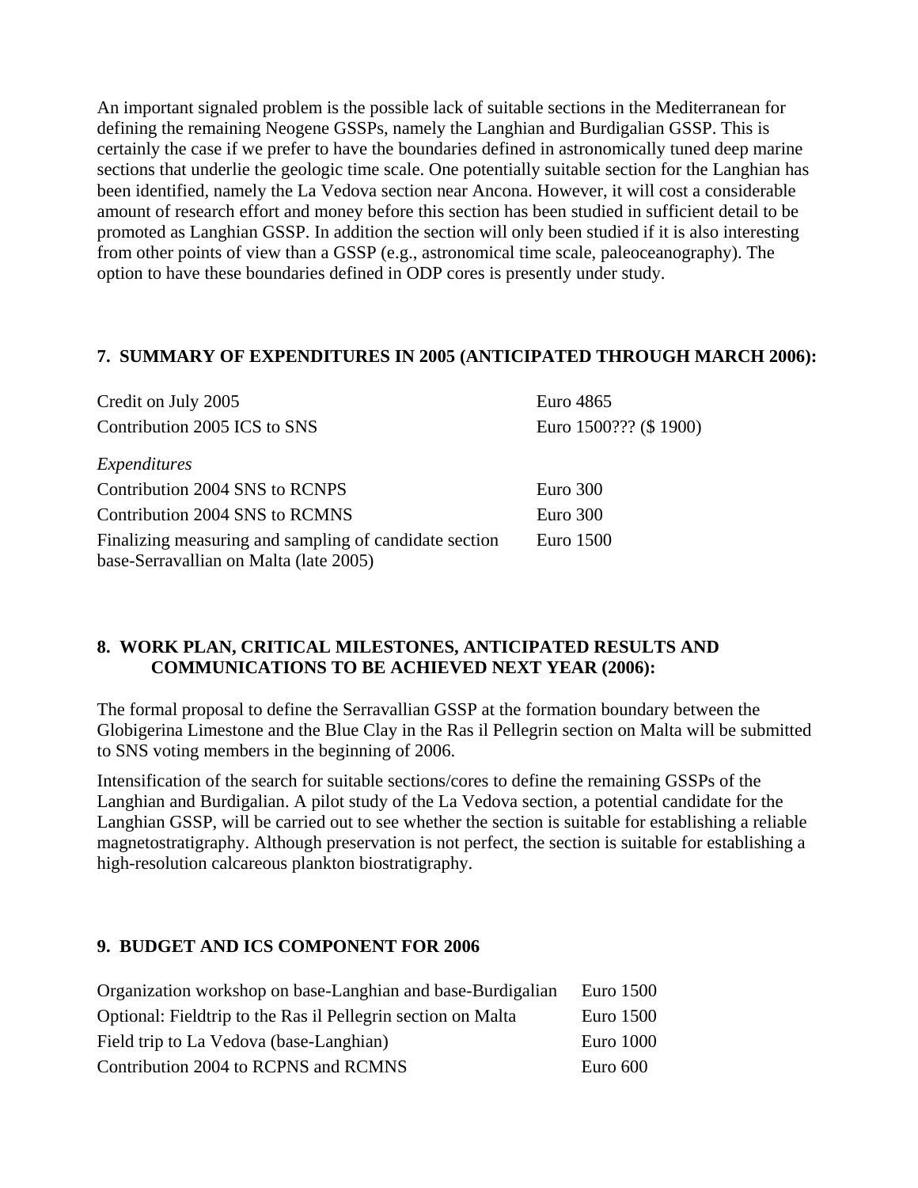An important signaled problem is the possible lack of suitable sections in the Mediterranean for defining the remaining Neogene GSSPs, namely the Langhian and Burdigalian GSSP. This is certainly the case if we prefer to have the boundaries defined in astronomically tuned deep marine sections that underlie the geologic time scale. One potentially suitable section for the Langhian has been identified, namely the La Vedova section near Ancona. However, it will cost a considerable amount of research effort and money before this section has been studied in sufficient detail to be promoted as Langhian GSSP. In addition the section will only been studied if it is also interesting from other points of view than a GSSP (e.g., astronomical time scale, paleoceanography). The option to have these boundaries defined in ODP cores is presently under study.

## 7. SUMMARY OF EXPENDITURES IN 2005 (ANTICIPATED THROUGH MARCH 2006):

| | |
|---|---|
| Credit on July 2005 | Euro 4865 |
| Contribution 2005 ICS to SNS | Euro 1500??? ($ 1900) |
| *Expenditures* | |
| Contribution 2004 SNS to RCNPS | Euro 300 |
| Contribution 2004 SNS to RCMNS | Euro 300 |
| Finalizing measuring and sampling of candidate section base-Serravallian on Malta (late 2005) | Euro 1500 |

## 8. WORK PLAN, CRITICAL MILESTONES, ANTICIPATED RESULTS AND COMMUNICATIONS TO BE ACHIEVED NEXT YEAR (2006):

The formal proposal to define the Serravallian GSSP at the formation boundary between the Globigerina Limestone and the Blue Clay in the Ras il Pellegrin section on Malta will be submitted to SNS voting members in the beginning of 2006.

Intensification of the search for suitable sections/cores to define the remaining GSSPs of the Langhian and Burdigalian. A pilot study of the La Vedova section, a potential candidate for the Langhian GSSP, will be carried out to see whether the section is suitable for establishing a reliable magnetostratigraphy. Although preservation is not perfect, the section is suitable for establishing a high-resolution calcareous plankton biostratigraphy.

## 9. BUDGET AND ICS COMPONENT FOR 2006

| | |
|---|---|
| Organization workshop on base-Langhian and base-Burdigalian | Euro 1500 |
| Optional: Fieldtrip to the Ras il Pellegrin section on Malta | Euro 1500 |
| Field trip to La Vedova (base-Langhian) | Euro 1000 |
| Contribution 2004 to RCPNS and RCMNS | Euro 600 |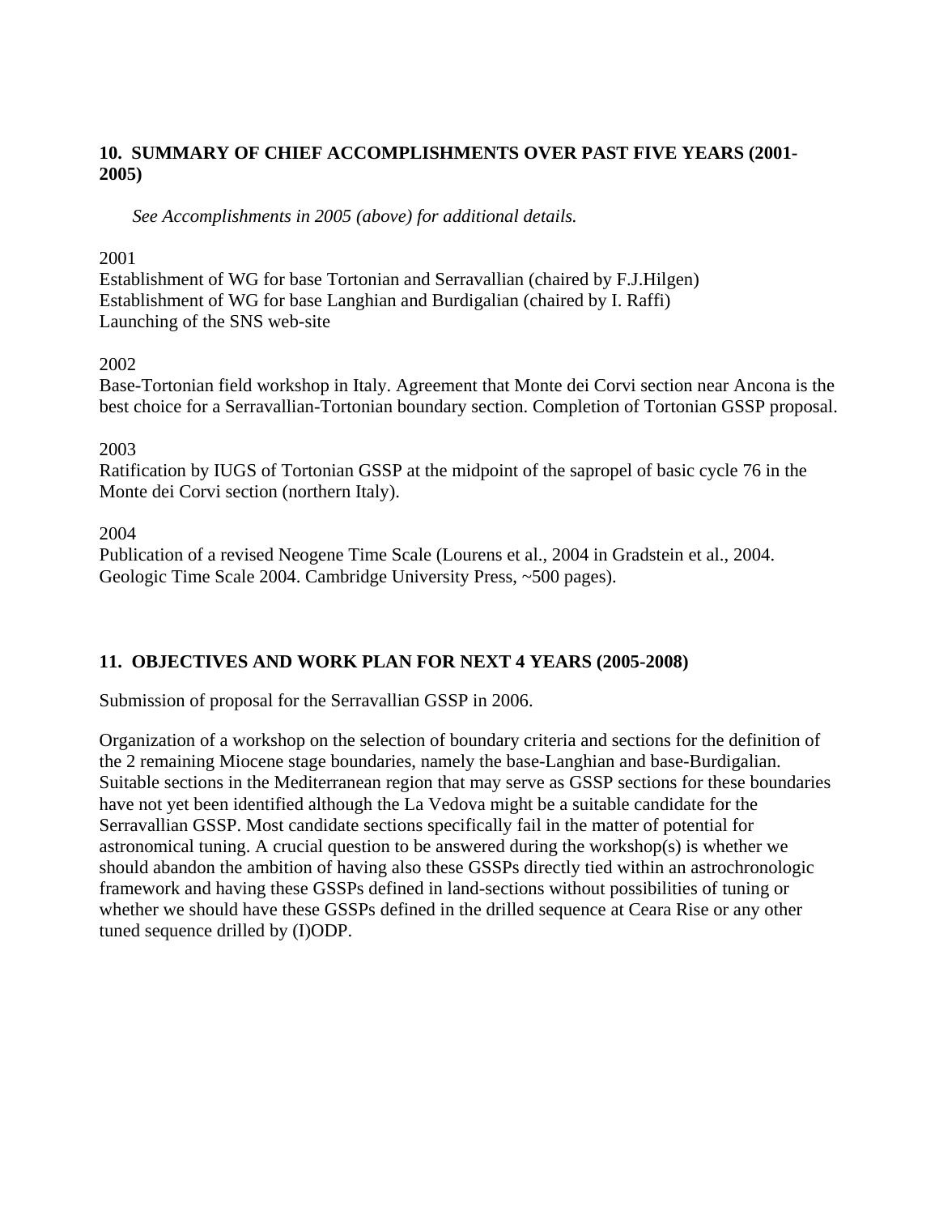## 10. SUMMARY OF CHIEF ACCOMPLISHMENTS OVER PAST FIVE YEARS (2001-2005)

*See Accomplishments in 2005 (above) for additional details.*

2001
Establishment of WG for base Tortonian and Serravallian (chaired by F.J.Hilgen)
Establishment of WG for base Langhian and Burdigalian (chaired by I. Raffi)
Launching of the SNS web-site

2002
Base-Tortonian field workshop in Italy. Agreement that Monte dei Corvi section near Ancona is the best choice for a Serravallian-Tortonian boundary section. Completion of Tortonian GSSP proposal.

2003
Ratification by IUGS of Tortonian GSSP at the midpoint of the sapropel of basic cycle 76 in the Monte dei Corvi section (northern Italy).

2004
Publication of a revised Neogene Time Scale (Lourens et al., 2004 in Gradstein et al., 2004. Geologic Time Scale 2004. Cambridge University Press, ~500 pages).

## 11. OBJECTIVES AND WORK PLAN FOR NEXT 4 YEARS (2005-2008)

Submission of proposal for the Serravallian GSSP in 2006.

Organization of a workshop on the selection of boundary criteria and sections for the definition of the 2 remaining Miocene stage boundaries, namely the base-Langhian and base-Burdigalian. Suitable sections in the Mediterranean region that may serve as GSSP sections for these boundaries have not yet been identified although the La Vedova might be a suitable candidate for the Serravallian GSSP. Most candidate sections specifically fail in the matter of potential for astronomical tuning. A crucial question to be answered during the workshop(s) is whether we should abandon the ambition of having also these GSSPs directly tied within an astrochronologic framework and having these GSSPs defined in land-sections without possibilities of tuning or whether we should have these GSSPs defined in the drilled sequence at Ceara Rise or any other tuned sequence drilled by (I)ODP.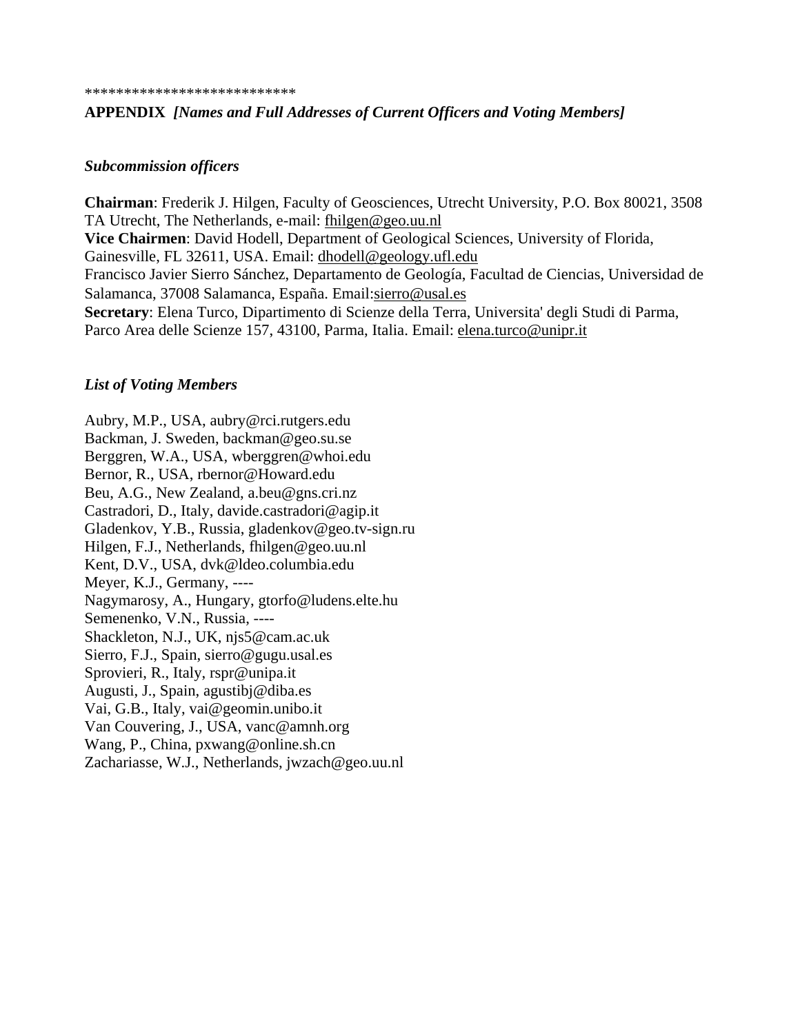***************************

**APPENDIX** ***[Names and Full Addresses of Current Officers and Voting Members]***

***Subcommission officers***

**Chairman**: Frederik J. Hilgen, Faculty of Geosciences, Utrecht University, P.O. Box 80021, 3508 TA Utrecht, The Netherlands, e-mail: fhilgen@geo.uu.nl
**Vice Chairmen**: David Hodell, Department of Geological Sciences, University of Florida, Gainesville, FL 32611, USA. Email: dhodell@geology.ufl.edu
Francisco Javier Sierro Sánchez, Departamento de Geología, Facultad de Ciencias, Universidad de Salamanca, 37008 Salamanca, España. Email:sierro@usal.es
**Secretary**: Elena Turco, Dipartimento di Scienze della Terra, Universita' degli Studi di Parma, Parco Area delle Scienze 157, 43100, Parma, Italia. Email: elena.turco@unipr.it

***List of Voting Members***

Aubry, M.P., USA, aubry@rci.rutgers.edu
Backman, J. Sweden, backman@geo.su.se
Berggren, W.A., USA, wberggren@whoi.edu
Bernor, R., USA, rbernor@Howard.edu
Beu, A.G., New Zealand, a.beu@gns.cri.nz
Castradori, D., Italy, davide.castradori@agip.it
Gladenkov, Y.B., Russia, gladenkov@geo.tv-sign.ru
Hilgen, F.J., Netherlands, fhilgen@geo.uu.nl
Kent, D.V., USA, dvk@ldeo.columbia.edu
Meyer, K.J., Germany, ----
Nagymarosy, A., Hungary, gtorfo@ludens.elte.hu
Semenenko, V.N., Russia, ----
Shackleton, N.J., UK, njs5@cam.ac.uk
Sierro, F.J., Spain, sierro@gugu.usal.es
Sprovieri, R., Italy, rspr@unipa.it
Augusti, J., Spain, agustibj@diba.es
Vai, G.B., Italy, vai@geomin.unibo.it
Van Couvering, J., USA, vanc@amnh.org
Wang, P., China, pxwang@online.sh.cn
Zachariasse, W.J., Netherlands, jwzach@geo.uu.nl